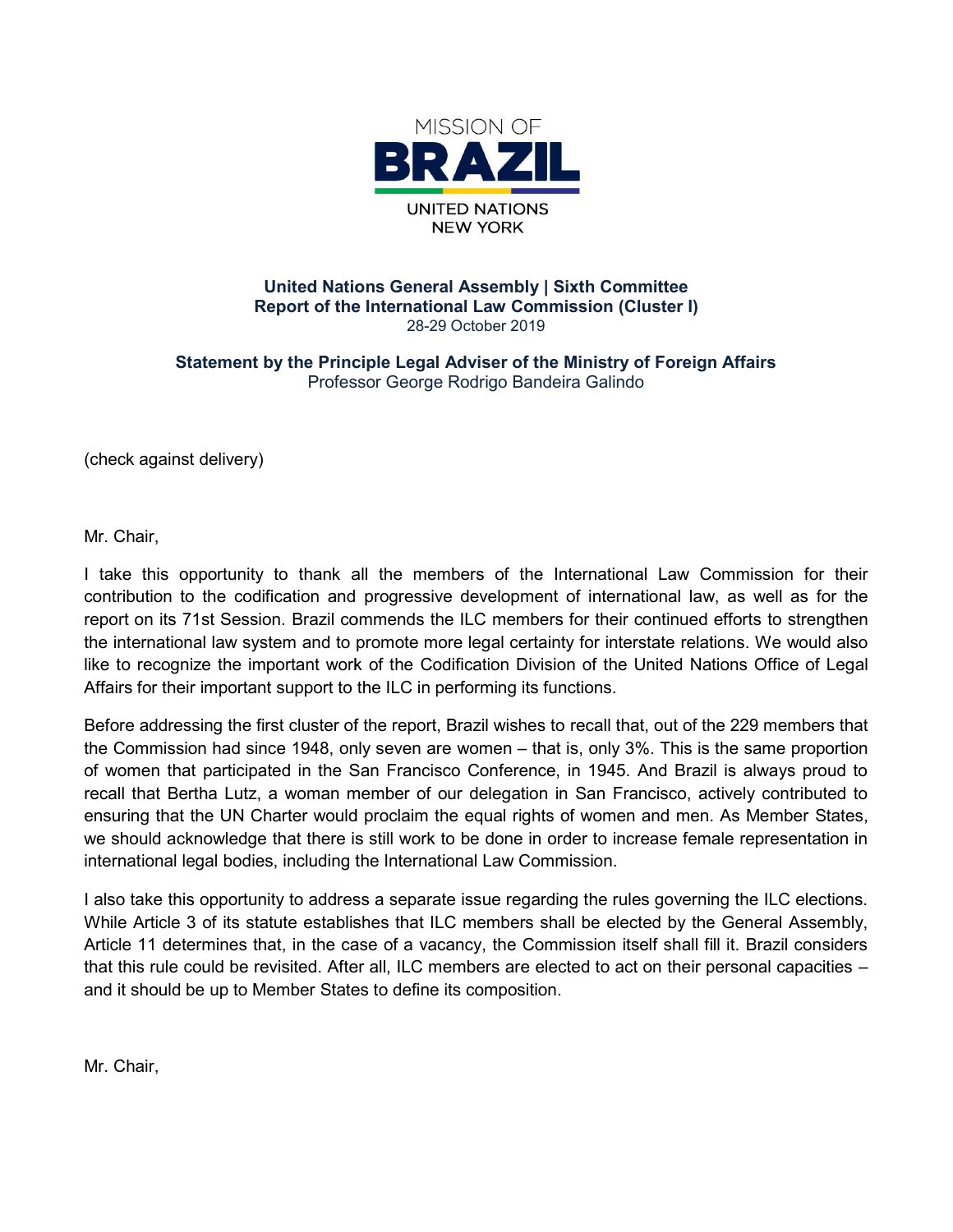MISSION OF

**BRAZIL**

UNITED NATIONS
NEW YORK

**United Nations General Assembly | Sixth Committee**
**Report of the International Law Commission (Cluster I)**
28-29 October 2019

**Statement by the Principle Legal Adviser of the Ministry of Foreign Affairs**
Professor George Rodrigo Bandeira Galindo

(check against delivery)

Mr. Chair,

I take this opportunity to thank all the members of the International Law Commission for their contribution to the codification and progressive development of international law, as well as for the report on its 71st Session. Brazil commends the ILC members for their continued efforts to strengthen the international law system and to promote more legal certainty for interstate relations. We would also like to recognize the important work of the Codification Division of the United Nations Office of Legal Affairs for their important support to the ILC in performing its functions.

Before addressing the first cluster of the report, Brazil wishes to recall that, out of the 229 members that the Commission had since 1948, only seven are women – that is, only 3%. This is the same proportion of women that participated in the San Francisco Conference, in 1945. And Brazil is always proud to recall that Bertha Lutz, a woman member of our delegation in San Francisco, actively contributed to ensuring that the UN Charter would proclaim the equal rights of women and men. As Member States, we should acknowledge that there is still work to be done in order to increase female representation in international legal bodies, including the International Law Commission.

I also take this opportunity to address a separate issue regarding the rules governing the ILC elections. While Article 3 of its statute establishes that ILC members shall be elected by the General Assembly, Article 11 determines that, in the case of a vacancy, the Commission itself shall fill it. Brazil considers that this rule could be revisited. After all, ILC members are elected to act on their personal capacities – and it should be up to Member States to define its composition.

Mr. Chair,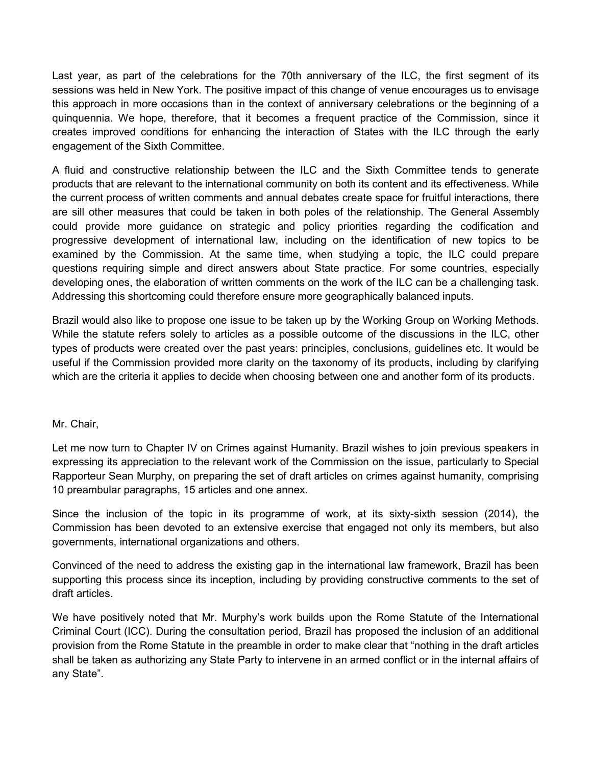Last year, as part of the celebrations for the 70th anniversary of the ILC, the first segment of its sessions was held in New York. The positive impact of this change of venue encourages us to envisage this approach in more occasions than in the context of anniversary celebrations or the beginning of a quinquennia. We hope, therefore, that it becomes a frequent practice of the Commission, since it creates improved conditions for enhancing the interaction of States with the ILC through the early engagement of the Sixth Committee.

A fluid and constructive relationship between the ILC and the Sixth Committee tends to generate products that are relevant to the international community on both its content and its effectiveness. While the current process of written comments and annual debates create space for fruitful interactions, there are sill other measures that could be taken in both poles of the relationship. The General Assembly could provide more guidance on strategic and policy priorities regarding the codification and progressive development of international law, including on the identification of new topics to be examined by the Commission. At the same time, when studying a topic, the ILC could prepare questions requiring simple and direct answers about State practice. For some countries, especially developing ones, the elaboration of written comments on the work of the ILC can be a challenging task. Addressing this shortcoming could therefore ensure more geographically balanced inputs.

Brazil would also like to propose one issue to be taken up by the Working Group on Working Methods. While the statute refers solely to articles as a possible outcome of the discussions in the ILC, other types of products were created over the past years: principles, conclusions, guidelines etc. It would be useful if the Commission provided more clarity on the taxonomy of its products, including by clarifying which are the criteria it applies to decide when choosing between one and another form of its products.

Mr. Chair,

Let me now turn to Chapter IV on Crimes against Humanity. Brazil wishes to join previous speakers in expressing its appreciation to the relevant work of the Commission on the issue, particularly to Special Rapporteur Sean Murphy, on preparing the set of draft articles on crimes against humanity, comprising 10 preambular paragraphs, 15 articles and one annex.

Since the inclusion of the topic in its programme of work, at its sixty-sixth session (2014), the Commission has been devoted to an extensive exercise that engaged not only its members, but also governments, international organizations and others.

Convinced of the need to address the existing gap in the international law framework, Brazil has been supporting this process since its inception, including by providing constructive comments to the set of draft articles.

We have positively noted that Mr. Murphy's work builds upon the Rome Statute of the International Criminal Court (ICC). During the consultation period, Brazil has proposed the inclusion of an additional provision from the Rome Statute in the preamble in order to make clear that "nothing in the draft articles shall be taken as authorizing any State Party to intervene in an armed conflict or in the internal affairs of any State".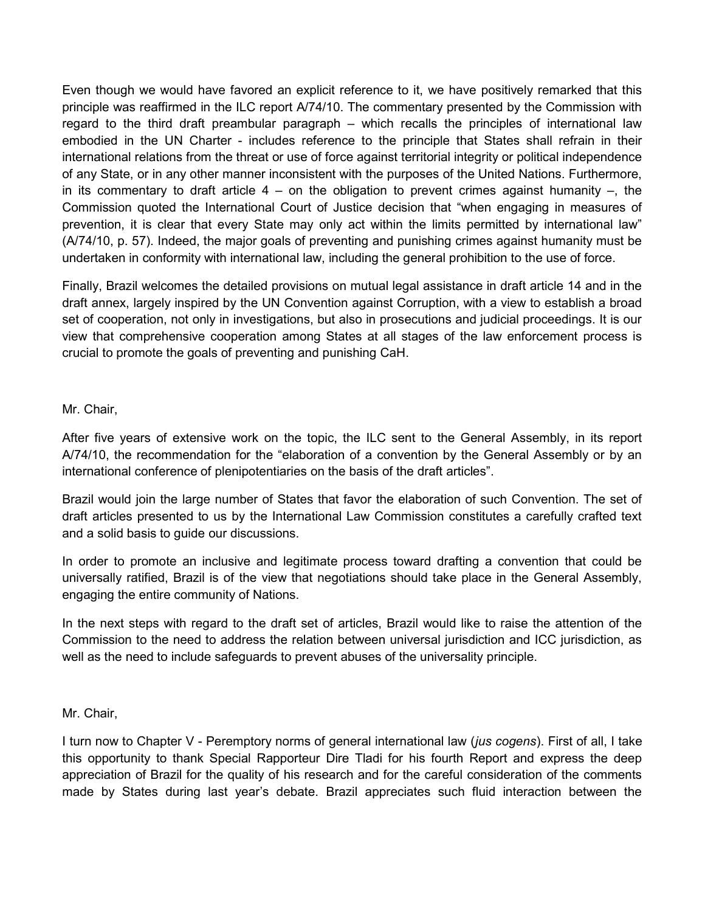Even though we would have favored an explicit reference to it, we have positively remarked that this principle was reaffirmed in the ILC report A/74/10. The commentary presented by the Commission with regard to the third draft preambular paragraph – which recalls the principles of international law embodied in the UN Charter - includes reference to the principle that States shall refrain in their international relations from the threat or use of force against territorial integrity or political independence of any State, or in any other manner inconsistent with the purposes of the United Nations. Furthermore, in its commentary to draft article 4 – on the obligation to prevent crimes against humanity –, the Commission quoted the International Court of Justice decision that "when engaging in measures of prevention, it is clear that every State may only act within the limits permitted by international law" (A/74/10, p. 57). Indeed, the major goals of preventing and punishing crimes against humanity must be undertaken in conformity with international law, including the general prohibition to the use of force.

Finally, Brazil welcomes the detailed provisions on mutual legal assistance in draft article 14 and in the draft annex, largely inspired by the UN Convention against Corruption, with a view to establish a broad set of cooperation, not only in investigations, but also in prosecutions and judicial proceedings. It is our view that comprehensive cooperation among States at all stages of the law enforcement process is crucial to promote the goals of preventing and punishing CaH.

Mr. Chair,

After five years of extensive work on the topic, the ILC sent to the General Assembly, in its report A/74/10, the recommendation for the "elaboration of a convention by the General Assembly or by an international conference of plenipotentiaries on the basis of the draft articles".

Brazil would join the large number of States that favor the elaboration of such Convention. The set of draft articles presented to us by the International Law Commission constitutes a carefully crafted text and a solid basis to guide our discussions.

In order to promote an inclusive and legitimate process toward drafting a convention that could be universally ratified, Brazil is of the view that negotiations should take place in the General Assembly, engaging the entire community of Nations.

In the next steps with regard to the draft set of articles, Brazil would like to raise the attention of the Commission to the need to address the relation between universal jurisdiction and ICC jurisdiction, as well as the need to include safeguards to prevent abuses of the universality principle.

Mr. Chair,

I turn now to Chapter V - Peremptory norms of general international law (*jus cogens*). First of all, I take this opportunity to thank Special Rapporteur Dire Tladi for his fourth Report and express the deep appreciation of Brazil for the quality of his research and for the careful consideration of the comments made by States during last year's debate. Brazil appreciates such fluid interaction between the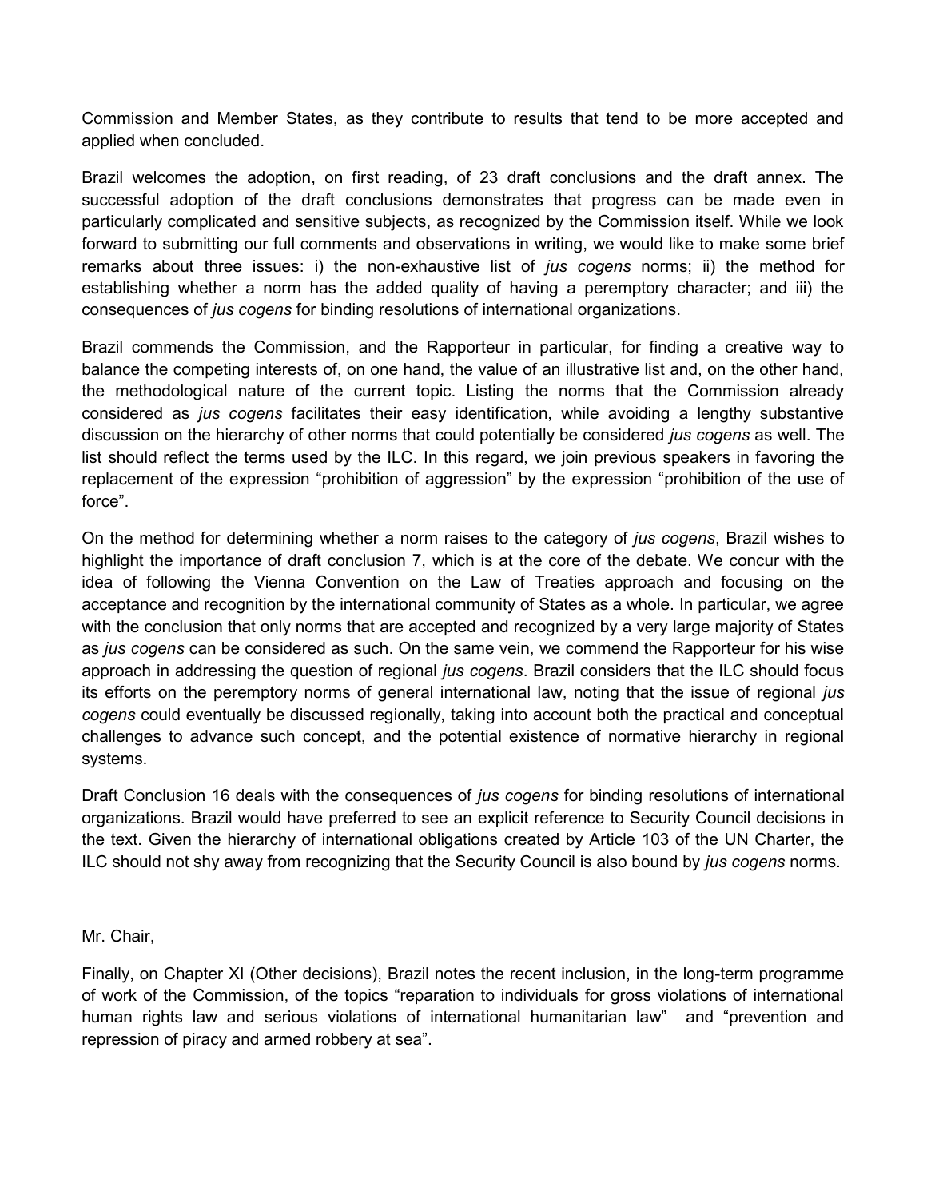Commission and Member States, as they contribute to results that tend to be more accepted and applied when concluded.

Brazil welcomes the adoption, on first reading, of 23 draft conclusions and the draft annex. The successful adoption of the draft conclusions demonstrates that progress can be made even in particularly complicated and sensitive subjects, as recognized by the Commission itself. While we look forward to submitting our full comments and observations in writing, we would like to make some brief remarks about three issues: i) the non-exhaustive list of *jus cogens* norms; ii) the method for establishing whether a norm has the added quality of having a peremptory character; and iii) the consequences of *jus cogens* for binding resolutions of international organizations.

Brazil commends the Commission, and the Rapporteur in particular, for finding a creative way to balance the competing interests of, on one hand, the value of an illustrative list and, on the other hand, the methodological nature of the current topic. Listing the norms that the Commission already considered as *jus cogens* facilitates their easy identification, while avoiding a lengthy substantive discussion on the hierarchy of other norms that could potentially be considered *jus cogens* as well. The list should reflect the terms used by the ILC. In this regard, we join previous speakers in favoring the replacement of the expression "prohibition of aggression" by the expression "prohibition of the use of force".

On the method for determining whether a norm raises to the category of *jus cogens*, Brazil wishes to highlight the importance of draft conclusion 7, which is at the core of the debate. We concur with the idea of following the Vienna Convention on the Law of Treaties approach and focusing on the acceptance and recognition by the international community of States as a whole. In particular, we agree with the conclusion that only norms that are accepted and recognized by a very large majority of States as *jus cogens* can be considered as such. On the same vein, we commend the Rapporteur for his wise approach in addressing the question of regional *jus cogens*. Brazil considers that the ILC should focus its efforts on the peremptory norms of general international law, noting that the issue of regional *jus cogens* could eventually be discussed regionally, taking into account both the practical and conceptual challenges to advance such concept, and the potential existence of normative hierarchy in regional systems.

Draft Conclusion 16 deals with the consequences of *jus cogens* for binding resolutions of international organizations. Brazil would have preferred to see an explicit reference to Security Council decisions in the text. Given the hierarchy of international obligations created by Article 103 of the UN Charter, the ILC should not shy away from recognizing that the Security Council is also bound by *jus cogens* norms.

Mr. Chair,

Finally, on Chapter XI (Other decisions), Brazil notes the recent inclusion, in the long-term programme of work of the Commission, of the topics "reparation to individuals for gross violations of international human rights law and serious violations of international humanitarian law" and "prevention and repression of piracy and armed robbery at sea".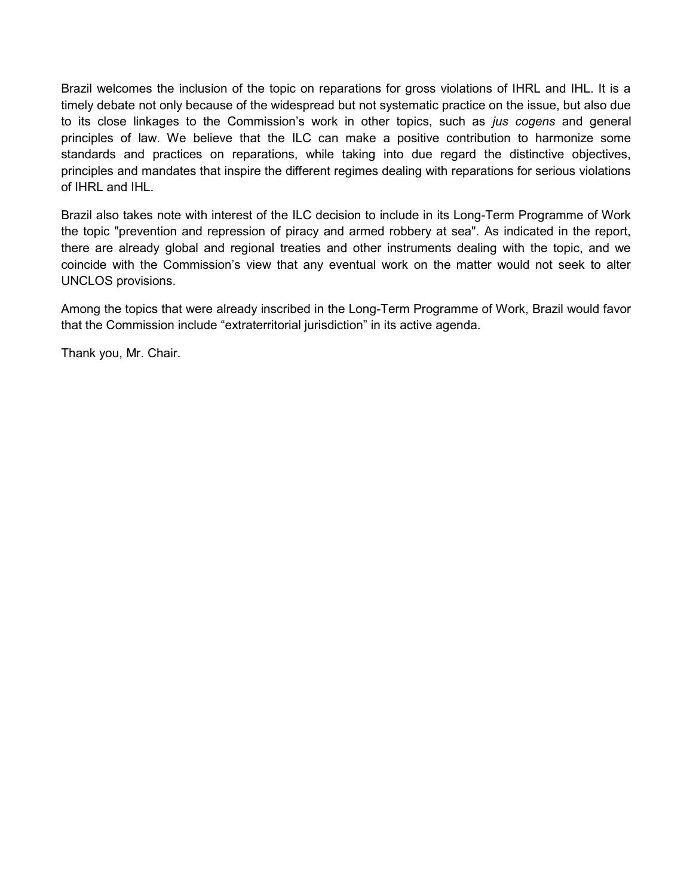Brazil welcomes the inclusion of the topic on reparations for gross violations of IHRL and IHL. It is a timely debate not only because of the widespread but not systematic practice on the issue, but also due to its close linkages to the Commission's work in other topics, such as *jus cogens* and general principles of law. We believe that the ILC can make a positive contribution to harmonize some standards and practices on reparations, while taking into due regard the distinctive objectives, principles and mandates that inspire the different regimes dealing with reparations for serious violations of IHRL and IHL.

Brazil also takes note with interest of the ILC decision to include in its Long-Term Programme of Work the topic "prevention and repression of piracy and armed robbery at sea". As indicated in the report, there are already global and regional treaties and other instruments dealing with the topic, and we coincide with the Commission's view that any eventual work on the matter would not seek to alter UNCLOS provisions.

Among the topics that were already inscribed in the Long-Term Programme of Work, Brazil would favor that the Commission include "extraterritorial jurisdiction" in its active agenda.

Thank you, Mr. Chair.